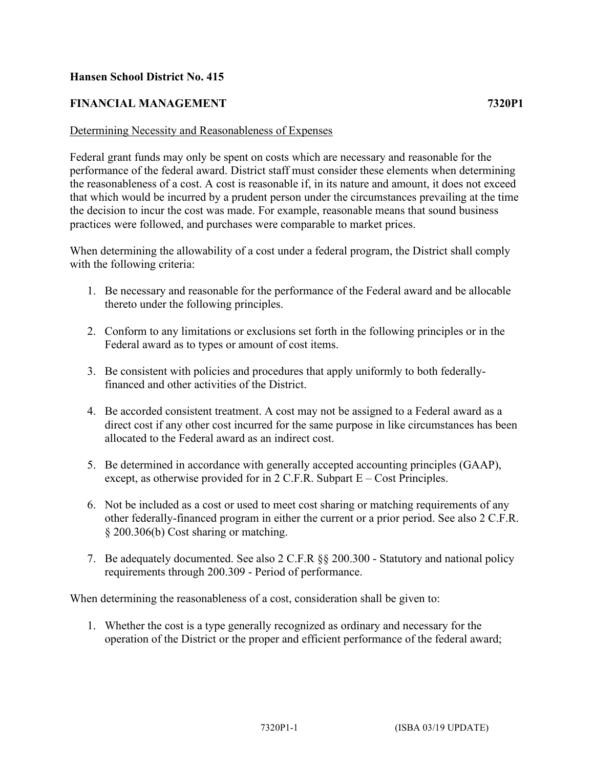**Hansen School District No. 415**

**FINANCIAL MANAGEMENT** **7320P1**

Determining Necessity and Reasonableness of Expenses

Federal grant funds may only be spent on costs which are necessary and reasonable for the performance of the federal award. District staff must consider these elements when determining the reasonableness of a cost. A cost is reasonable if, in its nature and amount, it does not exceed that which would be incurred by a prudent person under the circumstances prevailing at the time the decision to incur the cost was made. For example, reasonable means that sound business practices were followed, and purchases were comparable to market prices.

When determining the allowability of a cost under a federal program, the District shall comply with the following criteria:

1. Be necessary and reasonable for the performance of the Federal award and be allocable thereto under the following principles.

2. Conform to any limitations or exclusions set forth in the following principles or in the Federal award as to types or amount of cost items.

3. Be consistent with policies and procedures that apply uniformly to both federally-financed and other activities of the District.

4. Be accorded consistent treatment. A cost may not be assigned to a Federal award as a direct cost if any other cost incurred for the same purpose in like circumstances has been allocated to the Federal award as an indirect cost.

5. Be determined in accordance with generally accepted accounting principles (GAAP), except, as otherwise provided for in 2 C.F.R. Subpart E – Cost Principles.

6. Not be included as a cost or used to meet cost sharing or matching requirements of any other federally-financed program in either the current or a prior period. See also 2 C.F.R. § 200.306(b) Cost sharing or matching.

7. Be adequately documented. See also 2 C.F.R §§ 200.300 - Statutory and national policy requirements through 200.309 - Period of performance.

When determining the reasonableness of a cost, consideration shall be given to:

1. Whether the cost is a type generally recognized as ordinary and necessary for the operation of the District or the proper and efficient performance of the federal award;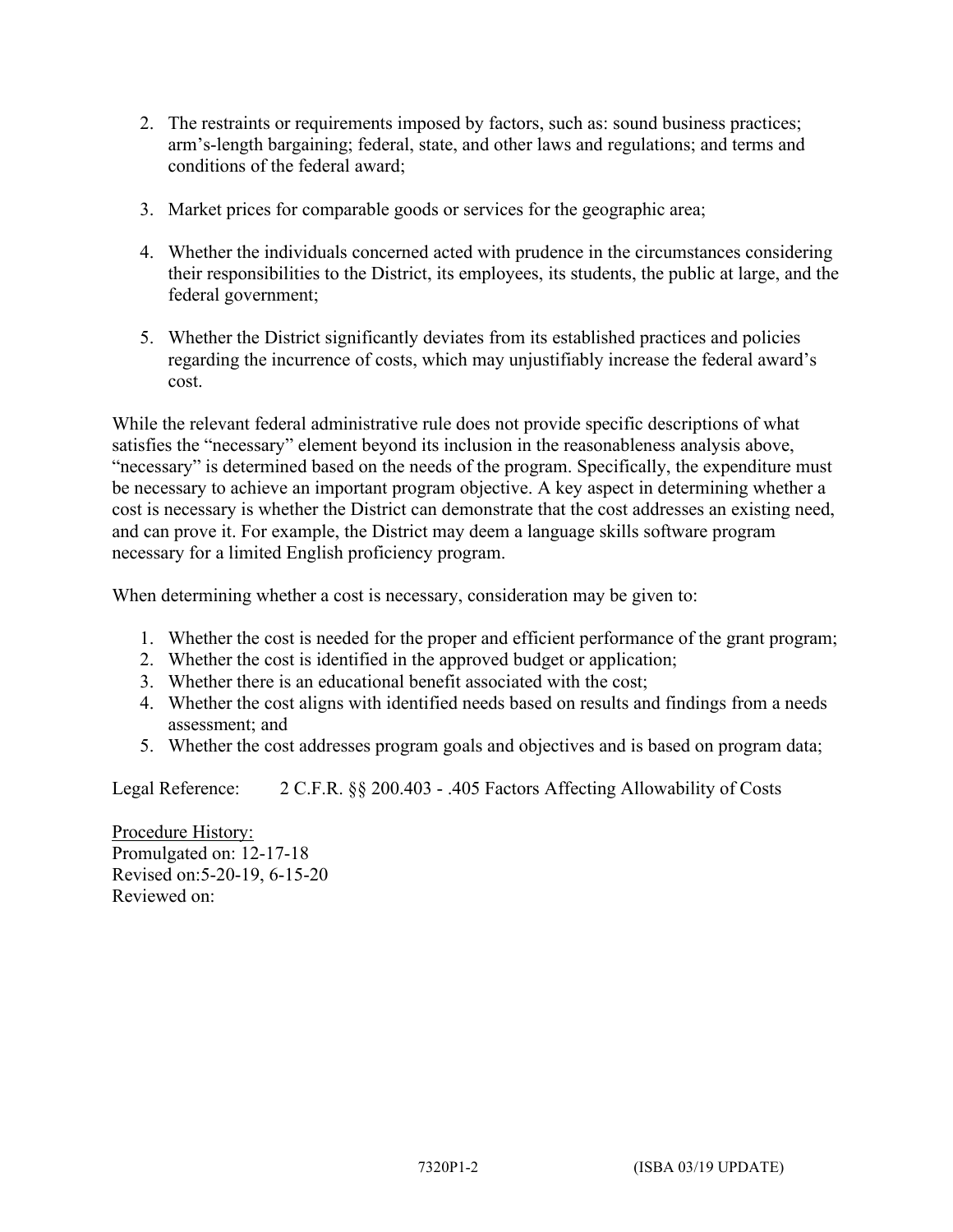2. The restraints or requirements imposed by factors, such as: sound business practices; arm's-length bargaining; federal, state, and other laws and regulations; and terms and conditions of the federal award;

3. Market prices for comparable goods or services for the geographic area;

4. Whether the individuals concerned acted with prudence in the circumstances considering their responsibilities to the District, its employees, its students, the public at large, and the federal government;

5. Whether the District significantly deviates from its established practices and policies regarding the incurrence of costs, which may unjustifiably increase the federal award's cost.

While the relevant federal administrative rule does not provide specific descriptions of what satisfies the "necessary" element beyond its inclusion in the reasonableness analysis above, "necessary" is determined based on the needs of the program. Specifically, the expenditure must be necessary to achieve an important program objective. A key aspect in determining whether a cost is necessary is whether the District can demonstrate that the cost addresses an existing need, and can prove it. For example, the District may deem a language skills software program necessary for a limited English proficiency program.

When determining whether a cost is necessary, consideration may be given to:

1. Whether the cost is needed for the proper and efficient performance of the grant program;
2. Whether the cost is identified in the approved budget or application;
3. Whether there is an educational benefit associated with the cost;
4. Whether the cost aligns with identified needs based on results and findings from a needs assessment; and
5. Whether the cost addresses program goals and objectives and is based on program data;

Legal Reference: 2 C.F.R. §§ 200.403 - .405 Factors Affecting Allowability of Costs

Procedure History:
Promulgated on: 12-17-18
Revised on:5-20-19, 6-15-20
Reviewed on: